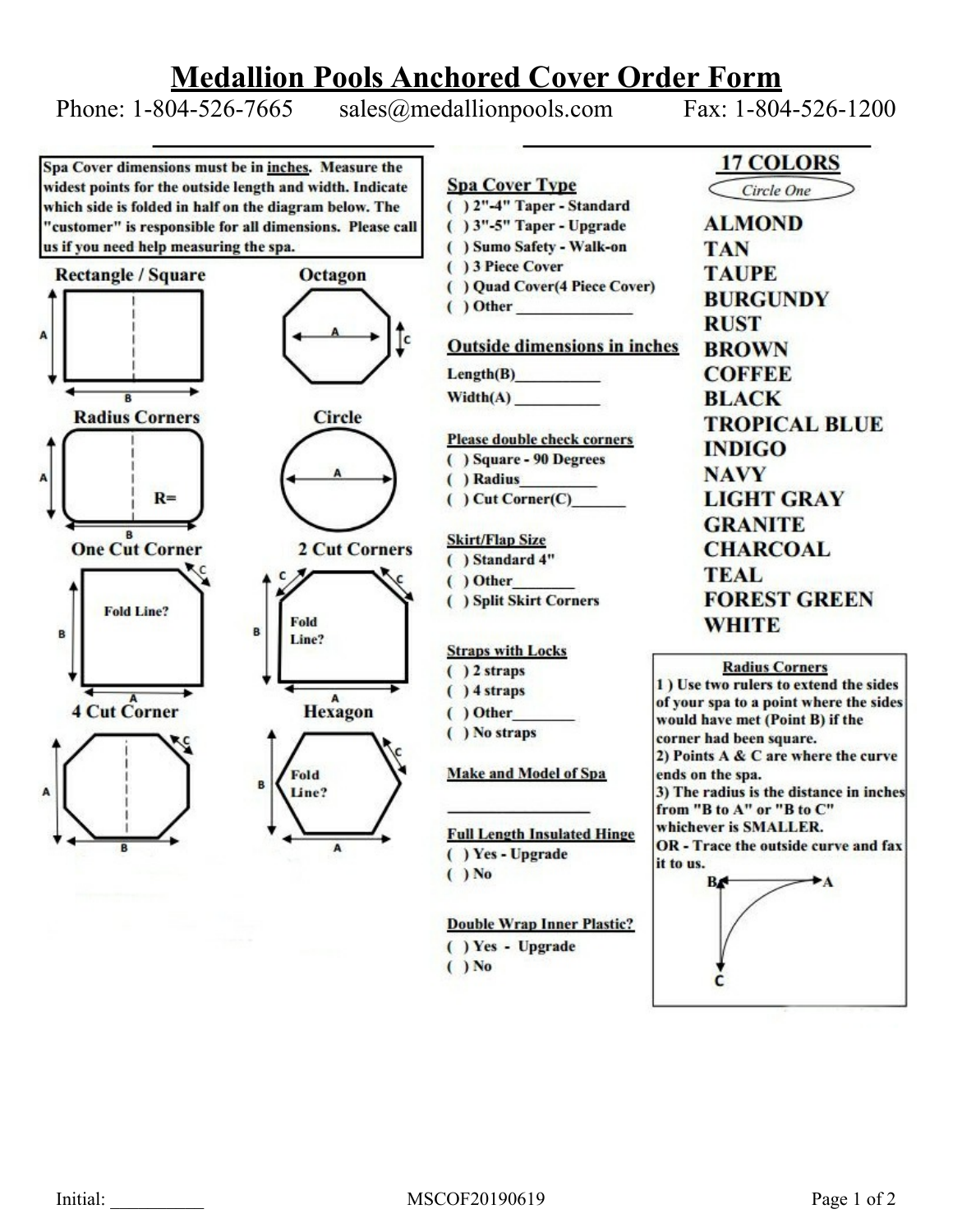# Medallion Pools Anchored Cover Order Form

Phone: 1-804-526-7665 sales@medallionpools.com Fax: 1-804-526-1200

\_\_\_\_\_\_\_\_\_\_\_\_\_\_\_\_\_\_\_\_\_\_\_\_ \_\_\_\_\_\_\_\_\_\_\_\_\_\_\_\_\_\_\_\_\_\_\_\_\_\_\_\_

**Spa Cover dimensions must be in inches. Measure the widest points for the outside length and width. Indicate which side is folded in half on the diagram below. The "customer" is responsible for all dimensions. Please call us if you need help measuring the spa.**

**Rectangle / Square** — A, B

**Octagon** — A, C

**Radius Corners** — A, B, R=

**Circle** — A

**One Cut Corner** — A, B, C, Fold Line?

**2 Cut Corners** — A, B, C, C, Fold Line?

**4 Cut Corner** — A, B, C

**Hexagon** — A, B, C, Fold Line?

## Spa Cover Type

( ) 2"-4" Taper - Standard
( ) 3"-5" Taper - Upgrade
( ) Sumo Safety - Walk-on
( ) 3 Piece Cover
( ) Quad Cover(4 Piece Cover)
( ) Other \_\_\_\_\_\_\_\_\_\_\_\_\_\_\_

## Outside dimensions in inches

Length(B)\_\_\_\_\_\_\_\_\_\_\_
Width(A) \_\_\_\_\_\_\_\_\_\_\_

### Please double check corners

( ) Square - 90 Degrees
( ) Radius\_\_\_\_\_\_\_\_\_\_
( ) Cut Corner(C)\_\_\_\_\_\_\_

### Skirt/Flap Size

( ) Standard 4"
( ) Other\_\_\_\_\_\_\_\_
( ) Split Skirt Corners

### Straps with Locks

( ) 2 straps
( ) 4 straps
( ) Other\_\_\_\_\_\_\_\_
( ) No straps

### Make and Model of Spa

\_\_\_\_\_\_\_\_\_\_\_\_\_\_\_\_\_\_\_\_

### Full Length Insulated Hinge

( ) Yes - Upgrade
( ) No

### Double Wrap Inner Plastic?

( ) Yes - Upgrade
( ) No

## 17 COLORS

*Circle One*

- ALMOND
- TAN
- TAUPE
- BURGUNDY
- RUST
- BROWN
- COFFEE
- BLACK
- TROPICAL BLUE
- INDIGO
- NAVY
- LIGHT GRAY
- GRANITE
- CHARCOAL
- TEAL
- FOREST GREEN
- WHITE

### Radius Corners

1 ) Use two rulers to extend the sides of your spa to a point where the sides would have met (Point B) if the corner had been square.
2) Points A & C are where the curve ends on the spa.
3) The radius is the distance in inches from "B to A" or "B to C" whichever is SMALLER.
OR - Trace the outside curve and fax it to us.

B, A, C

Initial: \_\_\_\_\_\_\_\_\_\_

MSCOF20190619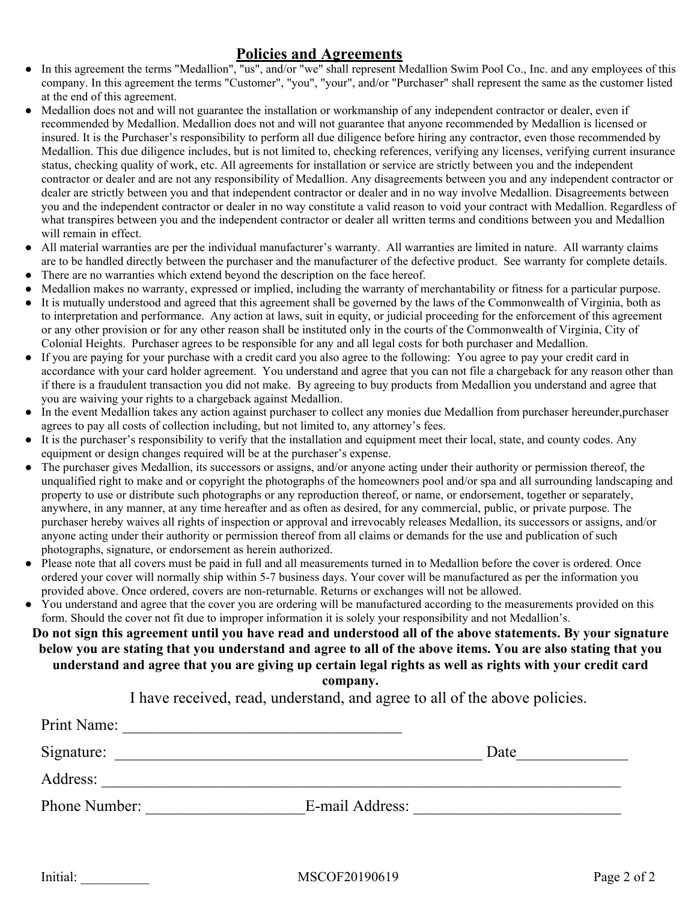## Policies and Agreements

- In this agreement the terms "Medallion", "us", and/or "we" shall represent Medallion Swim Pool Co., Inc. and any employees of this company. In this agreement the terms "Customer", "you", "your", and/or "Purchaser" shall represent the same as the customer listed at the end of this agreement.
- Medallion does not and will not guarantee the installation or workmanship of any independent contractor or dealer, even if recommended by Medallion. Medallion does not and will not guarantee that anyone recommended by Medallion is licensed or insured. It is the Purchaser's responsibility to perform all due diligence before hiring any contractor, even those recommended by Medallion. This due diligence includes, but is not limited to, checking references, verifying any licenses, verifying current insurance status, checking quality of work, etc. All agreements for installation or service are strictly between you and the independent contractor or dealer and are not any responsibility of Medallion. Any disagreements between you and any independent contractor or dealer are strictly between you and that independent contractor or dealer and in no way involve Medallion. Disagreements between you and the independent contractor or dealer in no way constitute a valid reason to void your contract with Medallion. Regardless of what transpires between you and the independent contractor or dealer all written terms and conditions between you and Medallion will remain in effect.
- All material warranties are per the individual manufacturer's warranty. All warranties are limited in nature. All warranty claims are to be handled directly between the purchaser and the manufacturer of the defective product. See warranty for complete details.
- There are no warranties which extend beyond the description on the face hereof.
- Medallion makes no warranty, expressed or implied, including the warranty of merchantability or fitness for a particular purpose.
- It is mutually understood and agreed that this agreement shall be governed by the laws of the Commonwealth of Virginia, both as to interpretation and performance. Any action at laws, suit in equity, or judicial proceeding for the enforcement of this agreement or any other provision or for any other reason shall be instituted only in the courts of the Commonwealth of Virginia, City of Colonial Heights. Purchaser agrees to be responsible for any and all legal costs for both purchaser and Medallion.
- If you are paying for your purchase with a credit card you also agree to the following: You agree to pay your credit card in accordance with your card holder agreement. You understand and agree that you can not file a chargeback for any reason other than if there is a fraudulent transaction you did not make. By agreeing to buy products from Medallion you understand and agree that you are waiving your rights to a chargeback against Medallion.
- In the event Medallion takes any action against purchaser to collect any monies due Medallion from purchaser hereunder,purchaser agrees to pay all costs of collection including, but not limited to, any attorney's fees.
- It is the purchaser's responsibility to verify that the installation and equipment meet their local, state, and county codes. Any equipment or design changes required will be at the purchaser's expense.
- The purchaser gives Medallion, its successors or assigns, and/or anyone acting under their authority or permission thereof, the unqualified right to make and or copyright the photographs of the homeowners pool and/or spa and all surrounding landscaping and property to use or distribute such photographs or any reproduction thereof, or name, or endorsement, together or separately, anywhere, in any manner, at any time hereafter and as often as desired, for any commercial, public, or private purpose. The purchaser hereby waives all rights of inspection or approval and irrevocably releases Medallion, its successors or assigns, and/or anyone acting under their authority or permission thereof from all claims or demands for the use and publication of such photographs, signature, or endorsement as herein authorized.
- Please note that all covers must be paid in full and all measurements turned in to Medallion before the cover is ordered. Once ordered your cover will normally ship within 5-7 business days. Your cover will be manufactured as per the information you provided above. Once ordered, covers are non-returnable. Returns or exchanges will not be allowed.
- You understand and agree that the cover you are ordering will be manufactured according to the measurements provided on this form. Should the cover not fit due to improper information it is solely your responsibility and not Medallion's.

**Do not sign this agreement until you have read and understood all of the above statements. By your signature below you are stating that you understand and agree to all of the above items. You are also stating that you understand and agree that you are giving up certain legal rights as well as rights with your credit card company.**

I have received, read, understand, and agree to all of the above policies.

Print Name: ___________________________________

Signature: ______________________________________________ Date______________

Address: ___________________________________________________________________

Phone Number: ___________________E-mail Address: __________________________

Initial: __________ MSCOF20190619